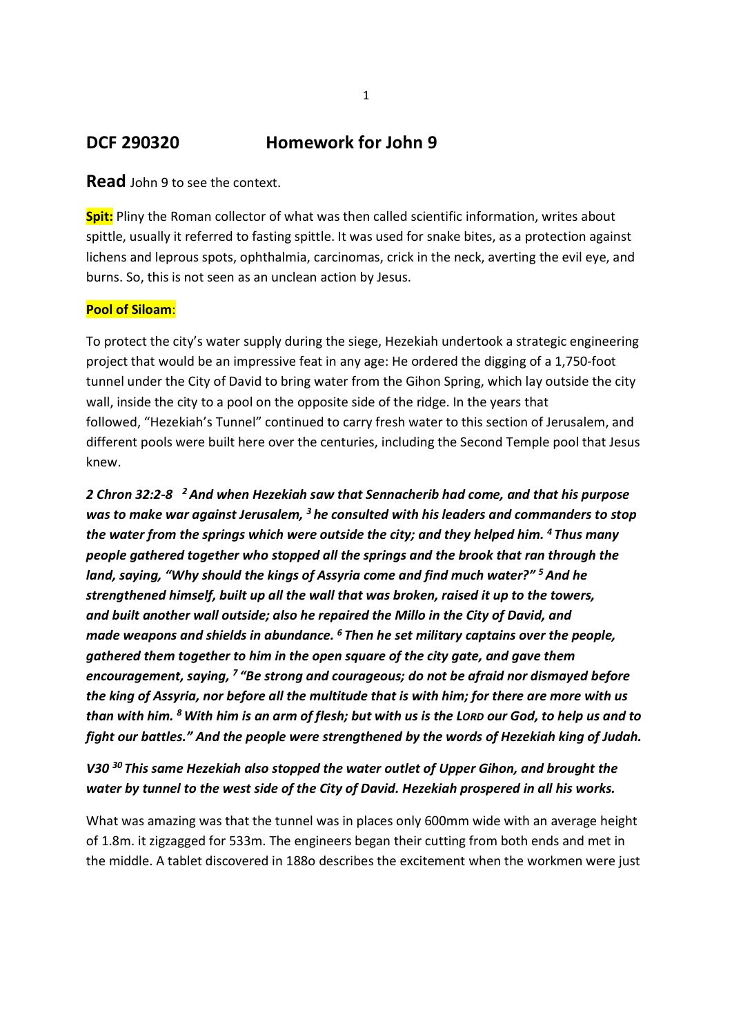# DCF 290320 Homework for John 9

**Read** John 9 to see the context.

**Spit:** Pliny the Roman collector of what was then called scientific information, writes about spittle, usually it referred to fasting spittle. It was used for snake bites, as a protection against lichens and leprous spots, ophthalmia, carcinomas, crick in the neck, averting the evil eye, and burns. So, this is not seen as an unclean action by Jesus.

**Pool of Siloam**:

To protect the city's water supply during the siege, Hezekiah undertook a strategic engineering project that would be an impressive feat in any age: He ordered the digging of a 1,750-foot tunnel under the City of David to bring water from the Gihon Spring, which lay outside the city wall, inside the city to a pool on the opposite side of the ridge. In the years that followed, "Hezekiah's Tunnel" continued to carry fresh water to this section of Jerusalem, and different pools were built here over the centuries, including the Second Temple pool that Jesus knew.

***2 Chron 32:2-8** [2] And when Hezekiah saw that Sennacherib had come, and that his purpose was to make war against Jerusalem, [3] he consulted with his leaders and commanders to stop the water from the springs which were outside the city; and they helped him. [4] Thus many people gathered together who stopped all the springs and the brook that ran through the land, saying, "Why should the kings of Assyria come and find much water?" [5] And he strengthened himself, built up all the wall that was broken, raised it up to the towers, and built another wall outside; also he repaired the Millo in the City of David, and made weapons and shields in abundance. [6] Then he set military captains over the people, gathered them together to him in the open square of the city gate, and gave them encouragement, saying, [7] "Be strong and courageous; do not be afraid nor dismayed before the king of Assyria, nor before all the multitude that is with him; for there are more with us than with him. [8] With him is an arm of flesh; but with us is the LORD our God, to help us and to fight our battles." And the people were strengthened by the words of Hezekiah king of Judah.*

***V30** [30] This same Hezekiah also stopped the water outlet of Upper Gihon, and brought the water by tunnel to the west side of the City of David. Hezekiah prospered in all his works.*

What was amazing was that the tunnel was in places only 600mm wide with an average height of 1.8m. it zigzagged for 533m. The engineers began their cutting from both ends and met in the middle. A tablet discovered in 188o describes the excitement when the workmen were just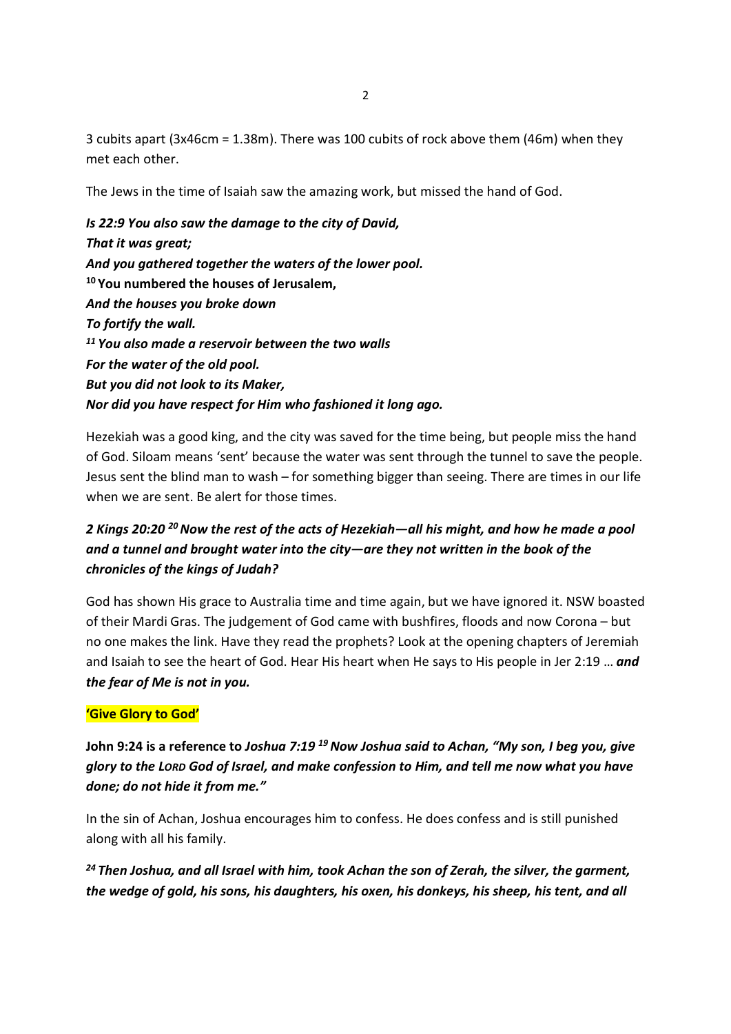3 cubits apart (3x46cm = 1.38m). There was 100 cubits of rock above them (46m) when they met each other.

The Jews in the time of Isaiah saw the amazing work, but missed the hand of God.

***Is 22:9 You also saw the damage to the city of David,***
***That it was great;***
***And you gathered together the waters of the lower pool.***
**[10] You numbered the houses of Jerusalem,**
***And the houses you broke down***
***To fortify the wall.***
***[11] You also made a reservoir between the two walls***
***For the water of the old pool.***
***But you did not look to its Maker,***
***Nor did you have respect for Him who fashioned it long ago.***

Hezekiah was a good king, and the city was saved for the time being, but people miss the hand of God. Siloam means 'sent' because the water was sent through the tunnel to save the people. Jesus sent the blind man to wash – for something bigger than seeing. There are times in our life when we are sent. Be alert for those times.

***2 Kings 20:20 [20] Now the rest of the acts of Hezekiah—all his might, and how he made a pool and a tunnel and brought water into the city—are they not written in the book of the chronicles of the kings of Judah?***

God has shown His grace to Australia time and time again, but we have ignored it. NSW boasted of their Mardi Gras. The judgement of God came with bushfires, floods and now Corona – but no one makes the link. Have they read the prophets? Look at the opening chapters of Jeremiah and Isaiah to see the heart of God. Hear His heart when He says to His people in Jer 2:19 … ***and the fear of Me is not in you.***

**'Give Glory to God'**

**John 9:24 is a reference to *Joshua 7:19 [19] Now Joshua said to Achan, "My son, I beg you, give glory to the LORD God of Israel, and make confession to Him, and tell me now what you have done; do not hide it from me."***

In the sin of Achan, Joshua encourages him to confess. He does confess and is still punished along with all his family.

***[24] Then Joshua, and all Israel with him, took Achan the son of Zerah, the silver, the garment, the wedge of gold, his sons, his daughters, his oxen, his donkeys, his sheep, his tent, and all***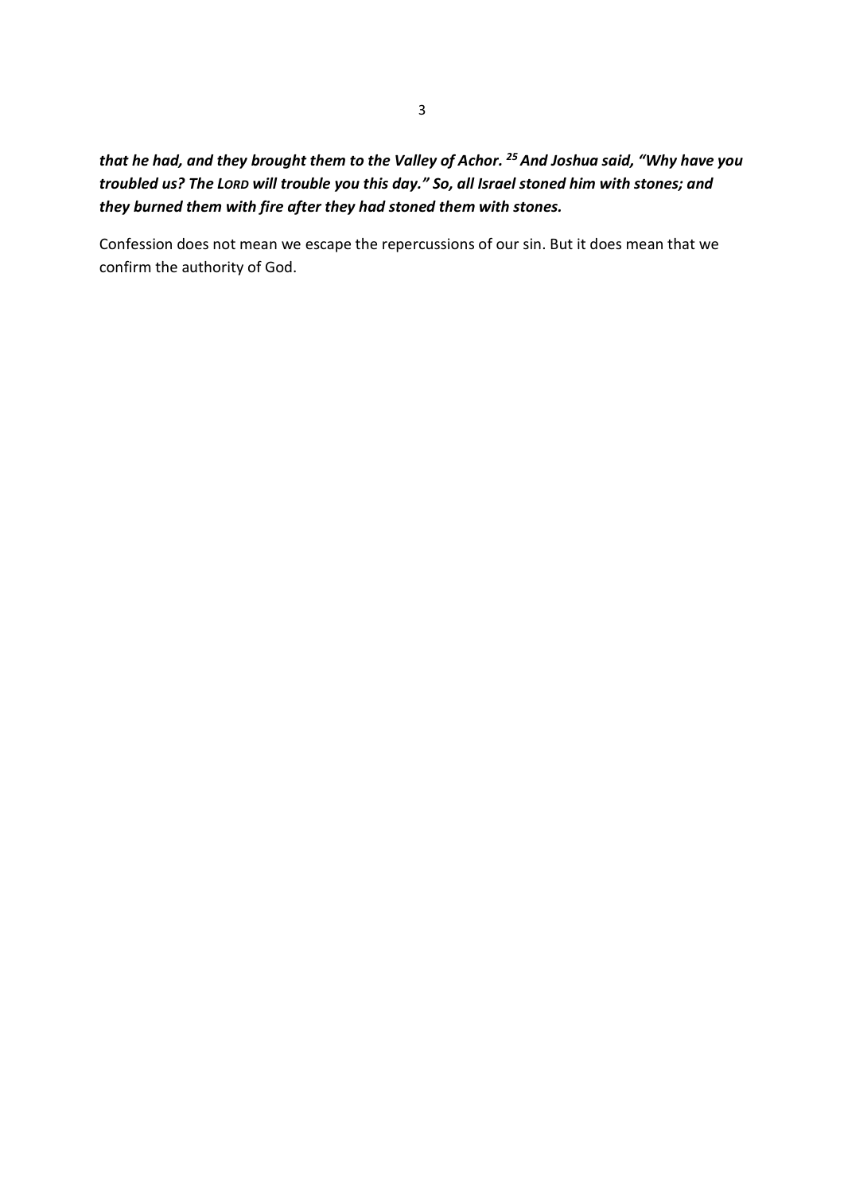***that he had, and they brought them to the Valley of Achor. [25] And Joshua said, "Why have you troubled us? The LORD will trouble you this day." So, all Israel stoned him with stones; and they burned them with fire after they had stoned them with stones.***

Confession does not mean we escape the repercussions of our sin. But it does mean that we confirm the authority of God.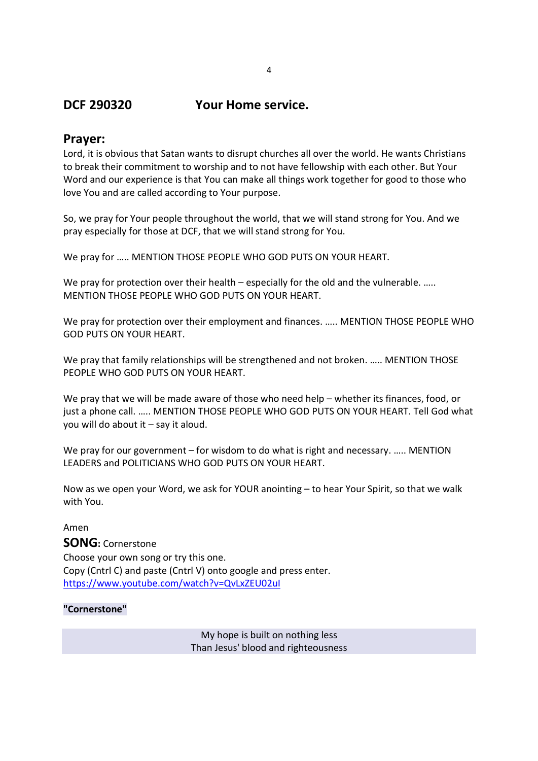## DCF 290320 Your Home service.

## Prayer:

Lord, it is obvious that Satan wants to disrupt churches all over the world. He wants Christians to break their commitment to worship and to not have fellowship with each other. But Your Word and our experience is that You can make all things work together for good to those who love You and are called according to Your purpose.

So, we pray for Your people throughout the world, that we will stand strong for You. And we pray especially for those at DCF, that we will stand strong for You.

We pray for ….. MENTION THOSE PEOPLE WHO GOD PUTS ON YOUR HEART.

We pray for protection over their health – especially for the old and the vulnerable. ….. MENTION THOSE PEOPLE WHO GOD PUTS ON YOUR HEART.

We pray for protection over their employment and finances. ….. MENTION THOSE PEOPLE WHO GOD PUTS ON YOUR HEART.

We pray that family relationships will be strengthened and not broken. ….. MENTION THOSE PEOPLE WHO GOD PUTS ON YOUR HEART.

We pray that we will be made aware of those who need help – whether its finances, food, or just a phone call. ….. MENTION THOSE PEOPLE WHO GOD PUTS ON YOUR HEART. Tell God what you will do about it – say it aloud.

We pray for our government – for wisdom to do what is right and necessary. ….. MENTION LEADERS and POLITICIANS WHO GOD PUTS ON YOUR HEART.

Now as we open your Word, we ask for YOUR anointing – to hear Your Spirit, so that we walk with You.

Amen

**SONG:** Cornerstone
Choose your own song or try this one.
Copy (Cntrl C) and paste (Cntrl V) onto google and press enter.
https://www.youtube.com/watch?v=QvLxZEU02uI

**"Cornerstone"**

My hope is built on nothing less
Than Jesus' blood and righteousness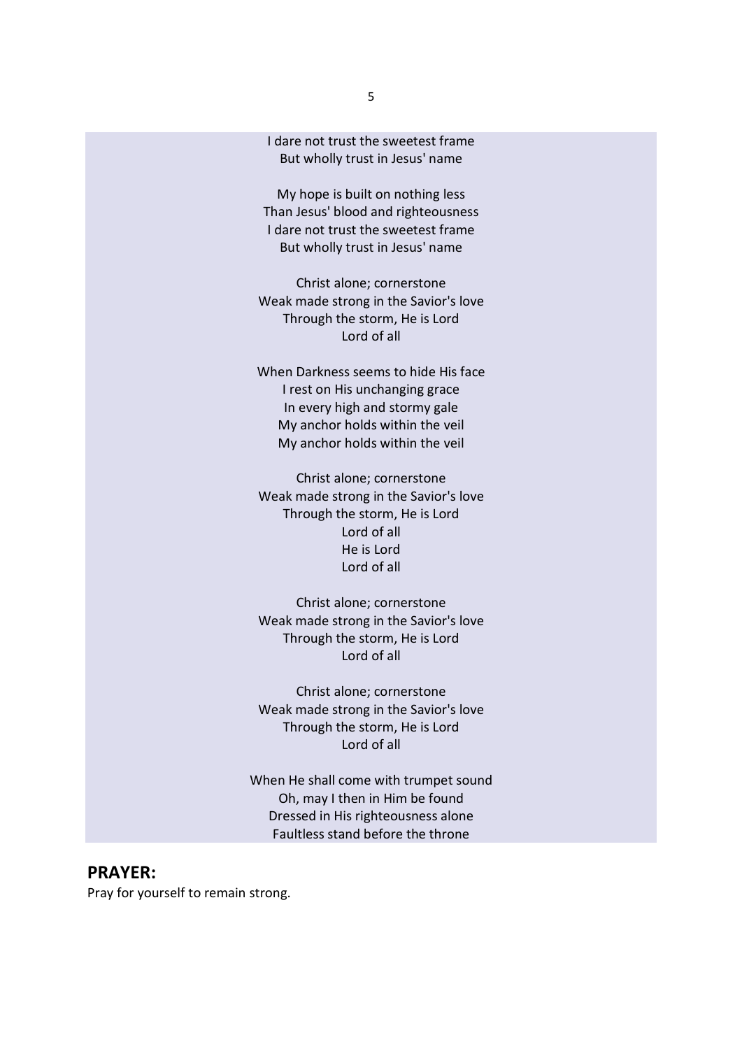I dare not trust the sweetest frame
But wholly trust in Jesus' name

My hope is built on nothing less
Than Jesus' blood and righteousness
I dare not trust the sweetest frame
But wholly trust in Jesus' name

Christ alone; cornerstone
Weak made strong in the Savior's love
Through the storm, He is Lord
Lord of all

When Darkness seems to hide His face
I rest on His unchanging grace
In every high and stormy gale
My anchor holds within the veil
My anchor holds within the veil

Christ alone; cornerstone
Weak made strong in the Savior's love
Through the storm, He is Lord
Lord of all
He is Lord
Lord of all

Christ alone; cornerstone
Weak made strong in the Savior's love
Through the storm, He is Lord
Lord of all

Christ alone; cornerstone
Weak made strong in the Savior's love
Through the storm, He is Lord
Lord of all

When He shall come with trumpet sound
Oh, may I then in Him be found
Dressed in His righteousness alone
Faultless stand before the throne

## PRAYER:

Pray for yourself to remain strong.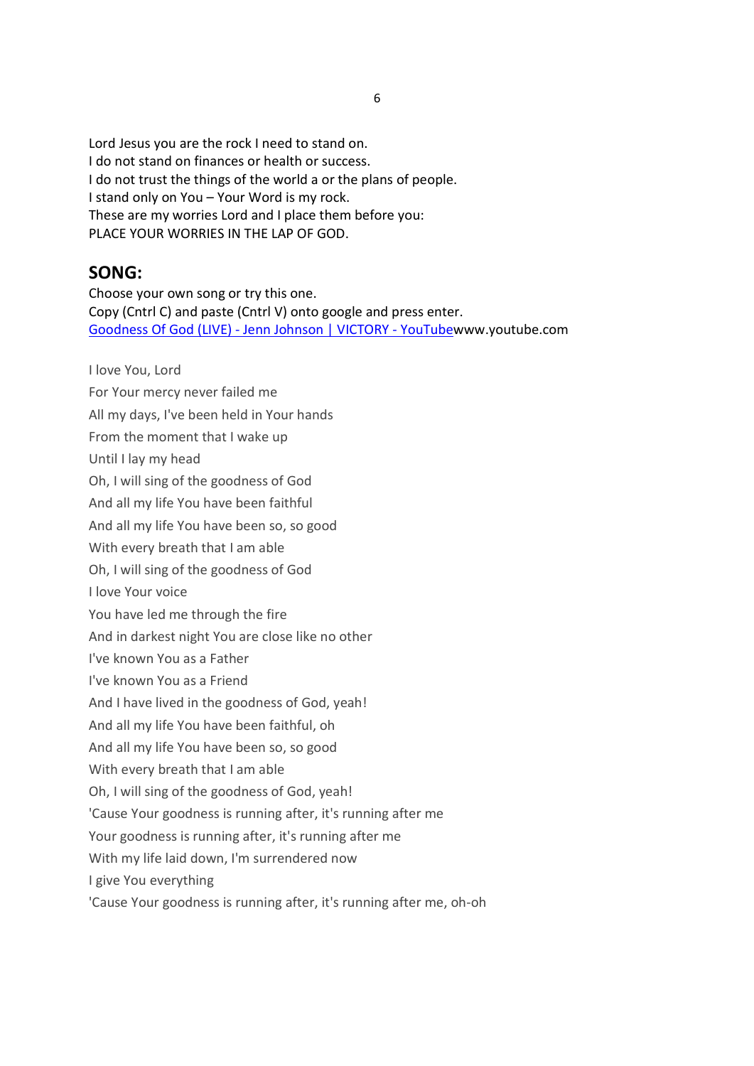Lord Jesus you are the rock I need to stand on.
I do not stand on finances or health or success.
I do not trust the things of the world a or the plans of people.
I stand only on You – Your Word is my rock.
These are my worries Lord and I place them before you:
PLACE YOUR WORRIES IN THE LAP OF GOD.

## SONG:

Choose your own song or try this one.
Copy (Cntrl C) and paste (Cntrl V) onto google and press enter.
[Goodness Of God (LIVE) - Jenn Johnson | VICTORY - YouTube](www.youtube.com)www.youtube.com

I love You, Lord
For Your mercy never failed me
All my days, I've been held in Your hands
From the moment that I wake up
Until I lay my head
Oh, I will sing of the goodness of God
And all my life You have been faithful
And all my life You have been so, so good
With every breath that I am able
Oh, I will sing of the goodness of God
I love Your voice
You have led me through the fire
And in darkest night You are close like no other
I've known You as a Father
I've known You as a Friend
And I have lived in the goodness of God, yeah!
And all my life You have been faithful, oh
And all my life You have been so, so good
With every breath that I am able
Oh, I will sing of the goodness of God, yeah!
'Cause Your goodness is running after, it's running after me
Your goodness is running after, it's running after me
With my life laid down, I'm surrendered now
I give You everything
'Cause Your goodness is running after, it's running after me, oh-oh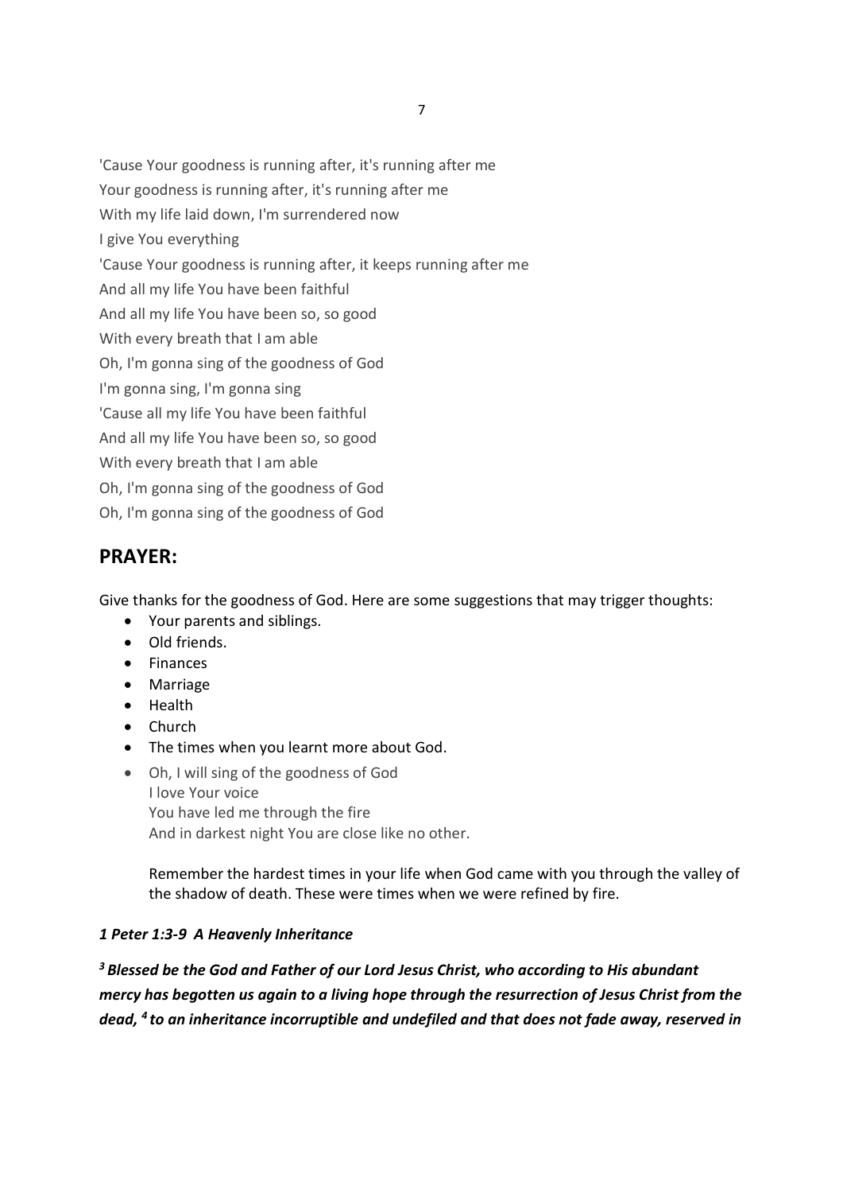'Cause Your goodness is running after, it's running after me
Your goodness is running after, it's running after me
With my life laid down, I'm surrendered now
I give You everything
'Cause Your goodness is running after, it keeps running after me
And all my life You have been faithful
And all my life You have been so, so good
With every breath that I am able
Oh, I'm gonna sing of the goodness of God
I'm gonna sing, I'm gonna sing
'Cause all my life You have been faithful
And all my life You have been so, so good
With every breath that I am able
Oh, I'm gonna sing of the goodness of God
Oh, I'm gonna sing of the goodness of God

## PRAYER:

Give thanks for the goodness of God. Here are some suggestions that may trigger thoughts:

- Your parents and siblings.
- Old friends.
- Finances
- Marriage
- Health
- Church
- The times when you learnt more about God.
- Oh, I will sing of the goodness of God
  I love Your voice
  You have led me through the fire
  And in darkest night You are close like no other.

  Remember the hardest times in your life when God came with you through the valley of the shadow of death. These were times when we were refined by fire.

***1 Peter 1:3-9 A Heavenly Inheritance***

***[3] Blessed be the God and Father of our Lord Jesus Christ, who according to His abundant mercy has begotten us again to a living hope through the resurrection of Jesus Christ from the dead, [4] to an inheritance incorruptible and undefiled and that does not fade away, reserved in***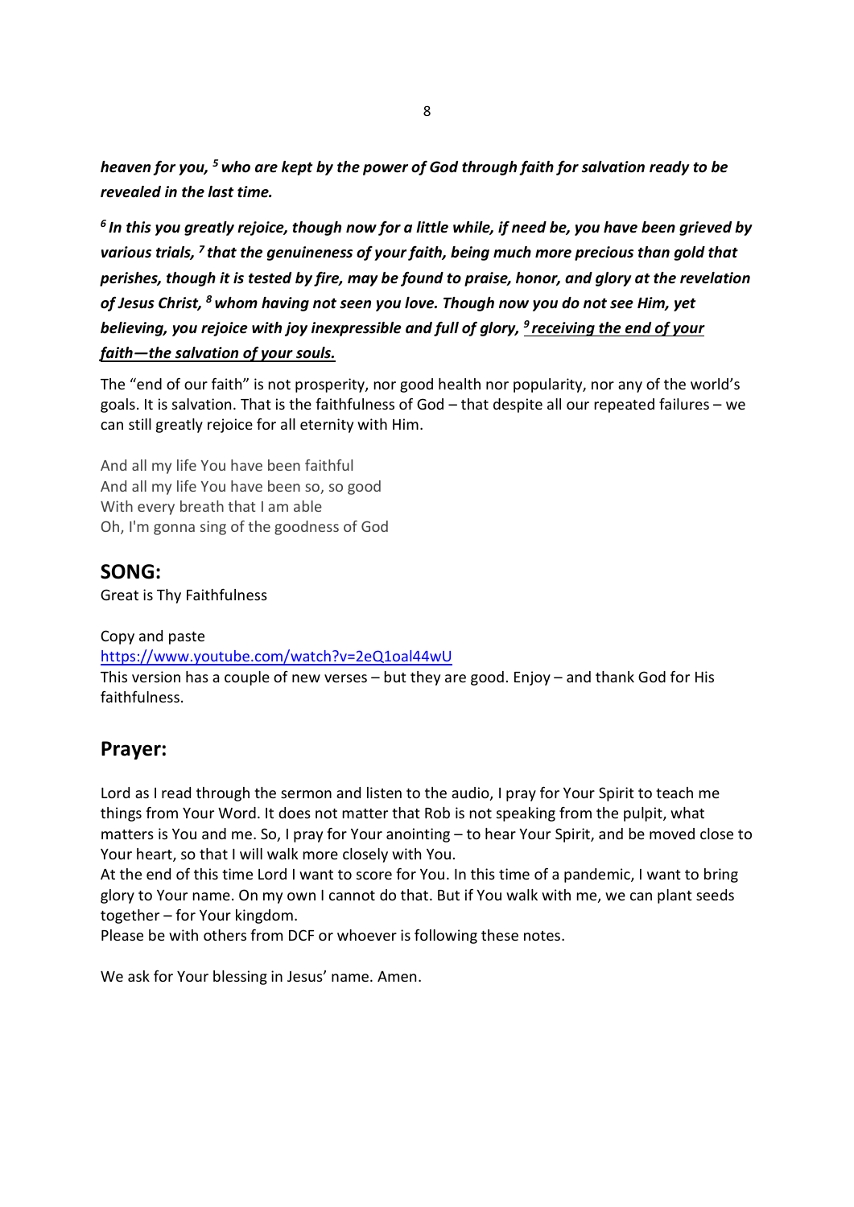***heaven for you,*** [5] ***who are kept by the power of God through faith for salvation ready to be revealed in the last time.***

[6] ***In this you greatly rejoice, though now for a little while, if need be, you have been grieved by various trials,*** [7] ***that the genuineness of your faith, being much more precious than gold that perishes, though it is tested by fire, may be found to praise, honor, and glory at the revelation of Jesus Christ,*** [8] ***whom having not seen you love. Though now you do not see Him, yet believing, you rejoice with joy inexpressible and full of glory,*** [9] ***<u>receiving the end of your faith—the salvation of your souls.</u>***

The "end of our faith" is not prosperity, nor good health nor popularity, nor any of the world's goals. It is salvation. That is the faithfulness of God – that despite all our repeated failures – we can still greatly rejoice for all eternity with Him.

And all my life You have been faithful
And all my life You have been so, so good
With every breath that I am able
Oh, I'm gonna sing of the goodness of God

## SONG:

Great is Thy Faithfulness

Copy and paste
https://www.youtube.com/watch?v=2eQ1oal44wU
This version has a couple of new verses – but they are good. Enjoy – and thank God for His faithfulness.

## Prayer:

Lord as I read through the sermon and listen to the audio, I pray for Your Spirit to teach me things from Your Word. It does not matter that Rob is not speaking from the pulpit, what matters is You and me. So, I pray for Your anointing – to hear Your Spirit, and be moved close to Your heart, so that I will walk more closely with You.
At the end of this time Lord I want to score for You. In this time of a pandemic, I want to bring glory to Your name. On my own I cannot do that. But if You walk with me, we can plant seeds together – for Your kingdom.
Please be with others from DCF or whoever is following these notes.

We ask for Your blessing in Jesus' name. Amen.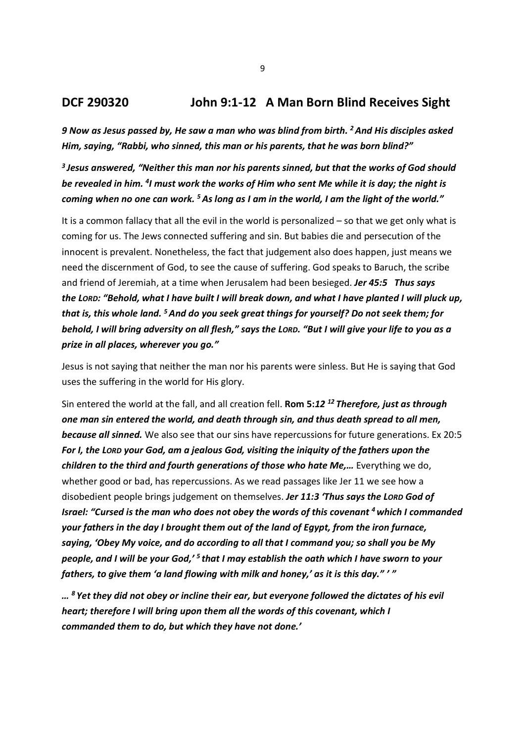## DCF 290320 John 9:1-12 A Man Born Blind Receives Sight

***9 Now as Jesus passed by, He saw a man who was blind from birth. [2] And His disciples asked Him, saying, "Rabbi, who sinned, this man or his parents, that he was born blind?"***

***[3] Jesus answered, "Neither this man nor his parents sinned, but that the works of God should be revealed in him. [4]I must work the works of Him who sent Me while it is day; the night is coming when no one can work. [5] As long as I am in the world, I am the light of the world."***

It is a common fallacy that all the evil in the world is personalized – so that we get only what is coming for us. The Jews connected suffering and sin. But babies die and persecution of the innocent is prevalent. Nonetheless, the fact that judgement also does happen, just means we need the discernment of God, to see the cause of suffering. God speaks to Baruch, the scribe and friend of Jeremiah, at a time when Jerusalem had been besieged. ***Jer 45:5 Thus says the LORD: "Behold, what I have built I will break down, and what I have planted I will pluck up, that is, this whole land. [5] And do you seek great things for yourself? Do not seek them; for behold, I will bring adversity on all flesh," says the LORD. "But I will give your life to you as a prize in all places, wherever you go."***

Jesus is not saying that neither the man nor his parents were sinless. But He is saying that God uses the suffering in the world for His glory.

Sin entered the world at the fall, and all creation fell. **Rom 5:*12 [12] Therefore, just as through one man sin entered the world, and death through sin, and thus death spread to all men, because all sinned.*** We also see that our sins have repercussions for future generations. Ex 20:5 ***For I, the LORD your God, am a jealous God, visiting the iniquity of the fathers upon the children to the third and fourth generations of those who hate Me,…*** Everything we do, whether good or bad, has repercussions. As we read passages like Jer 11 we see how a disobedient people brings judgement on themselves. ***Jer 11:3 'Thus says the LORD God of Israel: "Cursed is the man who does not obey the words of this covenant [4] which I commanded your fathers in the day I brought them out of the land of Egypt, from the iron furnace, saying, 'Obey My voice, and do according to all that I command you; so shall you be My people, and I will be your God,' [5] that I may establish the oath which I have sworn to your fathers, to give them 'a land flowing with milk and honey,' as it is this day." ' "***

***… [8] Yet they did not obey or incline their ear, but everyone followed the dictates of his evil heart; therefore I will bring upon them all the words of this covenant, which I commanded them to do, but which they have not done.'***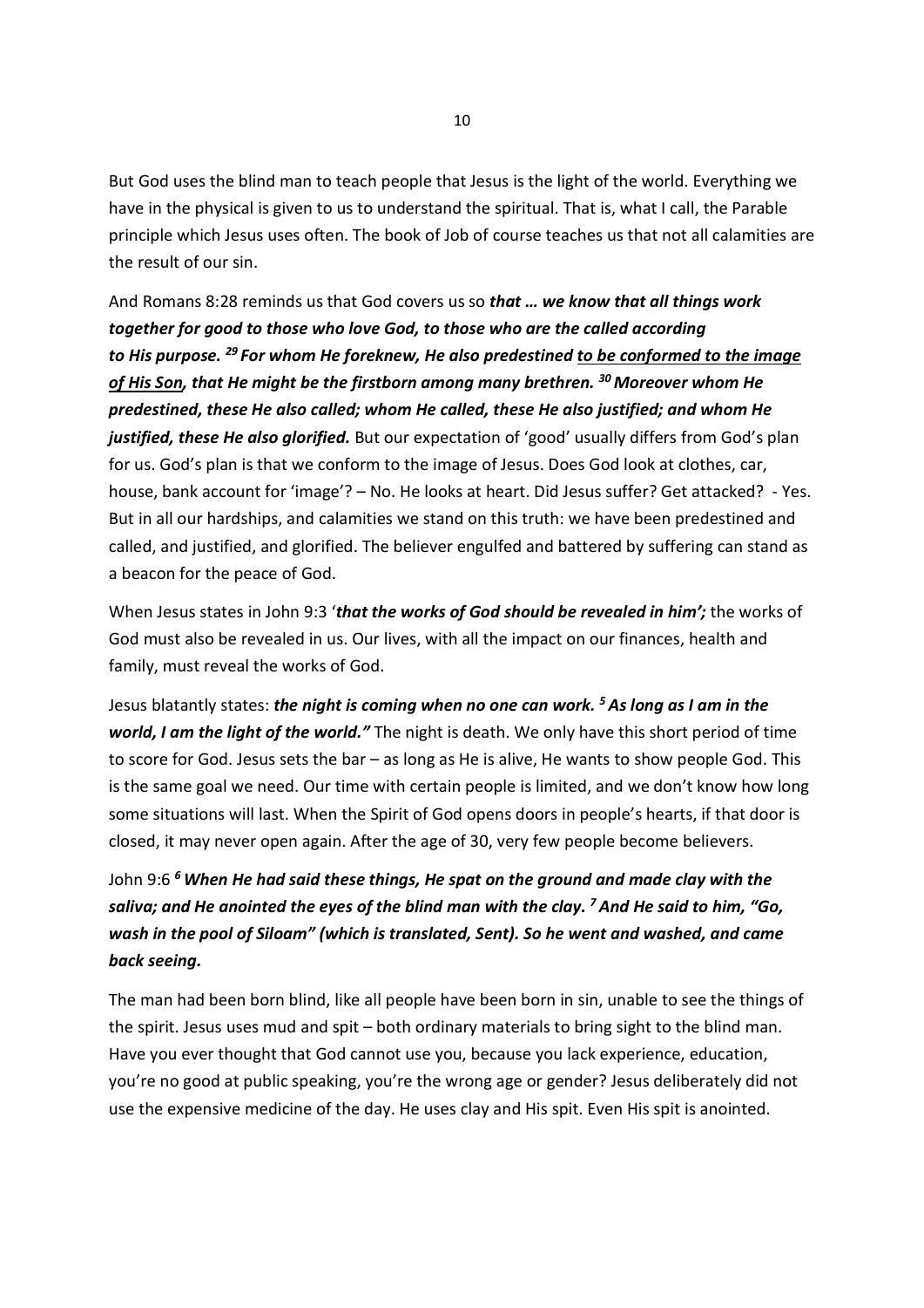But God uses the blind man to teach people that Jesus is the light of the world. Everything we have in the physical is given to us to understand the spiritual. That is, what I call, the Parable principle which Jesus uses often. The book of Job of course teaches us that not all calamities are the result of our sin.

And Romans 8:28 reminds us that God covers us so ***that … we know that all things work together for good to those who love God, to those who are the called according to His purpose.*** [29] ***For whom He foreknew, He also predestined <u>to be conformed to the image of His Son</u>, that He might be the firstborn among many brethren.*** [30] ***Moreover whom He predestined, these He also called; whom He called, these He also justified; and whom He justified, these He also glorified.*** But our expectation of 'good' usually differs from God's plan for us. God's plan is that we conform to the image of Jesus. Does God look at clothes, car, house, bank account for 'image'? – No. He looks at heart. Did Jesus suffer? Get attacked? - Yes. But in all our hardships, and calamities we stand on this truth: we have been predestined and called, and justified, and glorified. The believer engulfed and battered by suffering can stand as a beacon for the peace of God.

When Jesus states in John 9:3 '***that the works of God should be revealed in him';*** the works of God must also be revealed in us. Our lives, with all the impact on our finances, health and family, must reveal the works of God.

Jesus blatantly states: ***the night is coming when no one can work.*** [5] ***As long as I am in the world, I am the light of the world."*** The night is death. We only have this short period of time to score for God. Jesus sets the bar – as long as He is alive, He wants to show people God. This is the same goal we need. Our time with certain people is limited, and we don't know how long some situations will last. When the Spirit of God opens doors in people's hearts, if that door is closed, it may never open again. After the age of 30, very few people become believers.

John 9:6 [6] ***When He had said these things, He spat on the ground and made clay with the saliva; and He anointed the eyes of the blind man with the clay.*** [7] ***And He said to him, "Go, wash in the pool of Siloam" (which is translated, Sent). So he went and washed, and came back seeing.***

The man had been born blind, like all people have been born in sin, unable to see the things of the spirit. Jesus uses mud and spit – both ordinary materials to bring sight to the blind man. Have you ever thought that God cannot use you, because you lack experience, education, you're no good at public speaking, you're the wrong age or gender? Jesus deliberately did not use the expensive medicine of the day. He uses clay and His spit. Even His spit is anointed.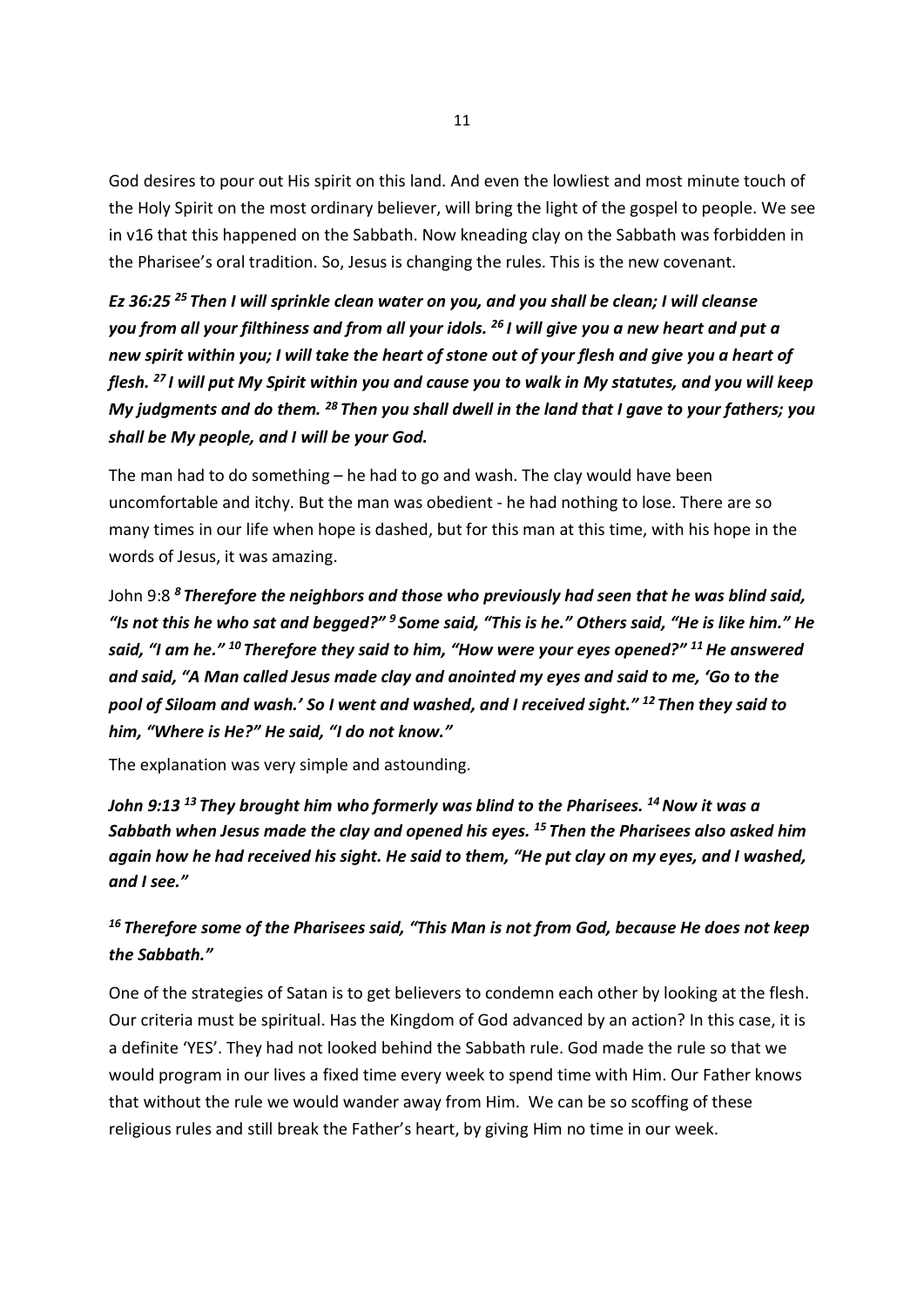God desires to pour out His spirit on this land. And even the lowliest and most minute touch of the Holy Spirit on the most ordinary believer, will bring the light of the gospel to people. We see in v16 that this happened on the Sabbath. Now kneading clay on the Sabbath was forbidden in the Pharisee's oral tradition. So, Jesus is changing the rules. This is the new covenant.

***Ez 36:25 25 Then I will sprinkle clean water on you, and you shall be clean; I will cleanse you from all your filthiness and from all your idols. 26 I will give you a new heart and put a new spirit within you; I will take the heart of stone out of your flesh and give you a heart of flesh. 27 I will put My Spirit within you and cause you to walk in My statutes, and you will keep My judgments and do them. 28 Then you shall dwell in the land that I gave to your fathers; you shall be My people, and I will be your God.***

The man had to do something – he had to go and wash. The clay would have been uncomfortable and itchy. But the man was obedient - he had nothing to lose. There are so many times in our life when hope is dashed, but for this man at this time, with his hope in the words of Jesus, it was amazing.

John 9:8 ***8 Therefore the neighbors and those who previously had seen that he was blind said, "Is not this he who sat and begged?" 9 Some said, "This is he." Others said, "He is like him." He said, "I am he." 10 Therefore they said to him, "How were your eyes opened?" 11 He answered and said, "A Man called Jesus made clay and anointed my eyes and said to me, 'Go to the pool of Siloam and wash.' So I went and washed, and I received sight." 12 Then they said to him, "Where is He?" He said, "I do not know."***

The explanation was very simple and astounding.

***John 9:13 13 They brought him who formerly was blind to the Pharisees. 14 Now it was a Sabbath when Jesus made the clay and opened his eyes. 15 Then the Pharisees also asked him again how he had received his sight. He said to them, "He put clay on my eyes, and I washed, and I see."***

***16 Therefore some of the Pharisees said, "This Man is not from God, because He does not keep the Sabbath."***

One of the strategies of Satan is to get believers to condemn each other by looking at the flesh. Our criteria must be spiritual. Has the Kingdom of God advanced by an action? In this case, it is a definite 'YES'. They had not looked behind the Sabbath rule. God made the rule so that we would program in our lives a fixed time every week to spend time with Him. Our Father knows that without the rule we would wander away from Him. We can be so scoffing of these religious rules and still break the Father's heart, by giving Him no time in our week.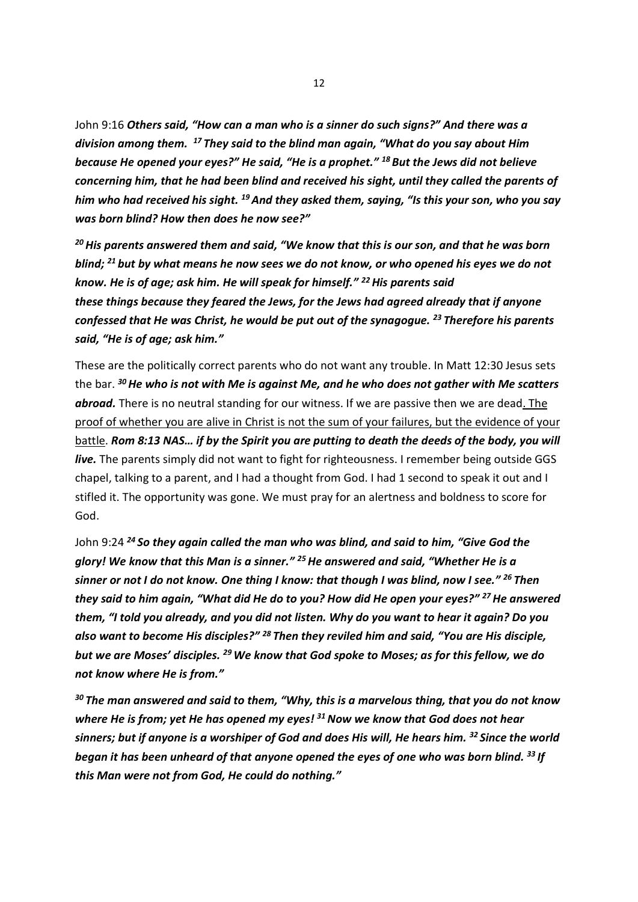John 9:16 ***Others said, "How can a man who is a sinner do such signs?" And there was a division among them. [17] They said to the blind man again, "What do you say about Him because He opened your eyes?" He said, "He is a prophet." [18] But the Jews did not believe concerning him, that he had been blind and received his sight, until they called the parents of him who had received his sight. [19] And they asked them, saying, "Is this your son, who you say was born blind? How then does he now see?"***

***[20] His parents answered them and said, "We know that this is our son, and that he was born blind; [21] but by what means he now sees we do not know, or who opened his eyes we do not know. He is of age; ask him. He will speak for himself." [22] His parents said these things because they feared the Jews, for the Jews had agreed already that if anyone confessed that He was Christ, he would be put out of the synagogue. [23] Therefore his parents said, "He is of age; ask him."***

These are the politically correct parents who do not want any trouble. In Matt 12:30 Jesus sets the bar. ***[30] He who is not with Me is against Me, and he who does not gather with Me scatters abroad.*** There is no neutral standing for our witness. If we are passive then we are dead. <u>The proof of whether you are alive in Christ is not the sum of your failures, but the evidence of your battle</u>. ***Rom 8:13 NAS… if by the Spirit you are putting to death the deeds of the body, you will live.*** The parents simply did not want to fight for righteousness. I remember being outside GGS chapel, talking to a parent, and I had a thought from God. I had 1 second to speak it out and I stifled it. The opportunity was gone. We must pray for an alertness and boldness to score for God.

John 9:24 ***[24] So they again called the man who was blind, and said to him, "Give God the glory! We know that this Man is a sinner." [25] He answered and said, "Whether He is a sinner or not I do not know. One thing I know: that though I was blind, now I see." [26] Then they said to him again, "What did He do to you? How did He open your eyes?" [27] He answered them, "I told you already, and you did not listen. Why do you want to hear it again? Do you also want to become His disciples?" [28] Then they reviled him and said, "You are His disciple, but we are Moses' disciples. [29] We know that God spoke to Moses; as for this fellow, we do not know where He is from."***

***[30] The man answered and said to them, "Why, this is a marvelous thing, that you do not know where He is from; yet He has opened my eyes! [31] Now we know that God does not hear sinners; but if anyone is a worshiper of God and does His will, He hears him. [32] Since the world began it has been unheard of that anyone opened the eyes of one who was born blind. [33] If this Man were not from God, He could do nothing."***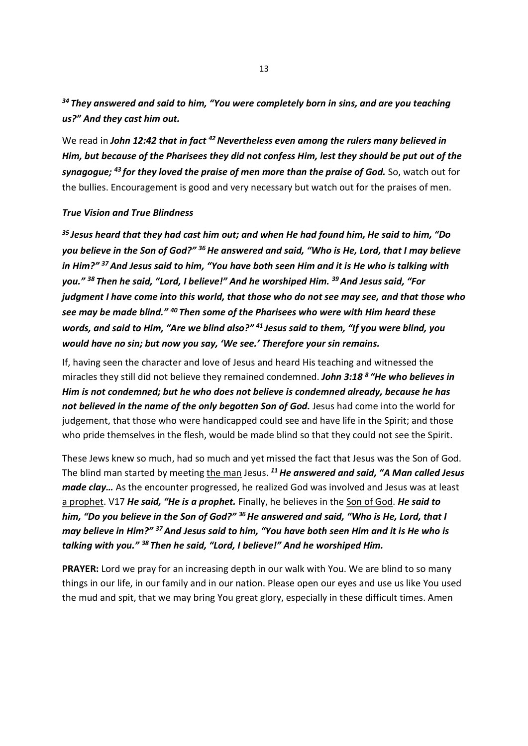***[34] They answered and said to him, "You were completely born in sins, and are you teaching us?" And they cast him out.***

We read in ***John 12:42 that in fact [42] Nevertheless even among the rulers many believed in Him, but because of the Pharisees they did not confess Him, lest they should be put out of the synagogue; [43] for they loved the praise of men more than the praise of God.*** So, watch out for the bullies. Encouragement is good and very necessary but watch out for the praises of men.

***True Vision and True Blindness***

***[35] Jesus heard that they had cast him out; and when He had found him, He said to him, "Do you believe in the Son of God?" [36] He answered and said, "Who is He, Lord, that I may believe in Him?" [37] And Jesus said to him, "You have both seen Him and it is He who is talking with you." [38] Then he said, "Lord, I believe!" And he worshiped Him. [39] And Jesus said, "For judgment I have come into this world, that those who do not see may see, and that those who see may be made blind." [40] Then some of the Pharisees who were with Him heard these words, and said to Him, "Are we blind also?" [41] Jesus said to them, "If you were blind, you would have no sin; but now you say, 'We see.' Therefore your sin remains.***

If, having seen the character and love of Jesus and heard His teaching and witnessed the miracles they still did not believe they remained condemned. ***John 3:18 [8] "He who believes in Him is not condemned; but he who does not believe is condemned already, because he has not believed in the name of the only begotten Son of God.*** Jesus had come into the world for judgement, that those who were handicapped could see and have life in the Spirit; and those who pride themselves in the flesh, would be made blind so that they could not see the Spirit.

These Jews knew so much, had so much and yet missed the fact that Jesus was the Son of God. The blind man started by meeting <u>the man</u> Jesus. ***[11] He answered and said, "A Man called Jesus made clay…*** As the encounter progressed, he realized God was involved and Jesus was at least <u>a prophet</u>. V17 ***He said, "He is a prophet.*** Finally, he believes in the <u>Son of God</u>. ***He said to him, "Do you believe in the Son of God?" [36] He answered and said, "Who is He, Lord, that I may believe in Him?" [37] And Jesus said to him, "You have both seen Him and it is He who is talking with you." [38] Then he said, "Lord, I believe!" And he worshiped Him.***

**PRAYER:** Lord we pray for an increasing depth in our walk with You. We are blind to so many things in our life, in our family and in our nation. Please open our eyes and use us like You used the mud and spit, that we may bring You great glory, especially in these difficult times. Amen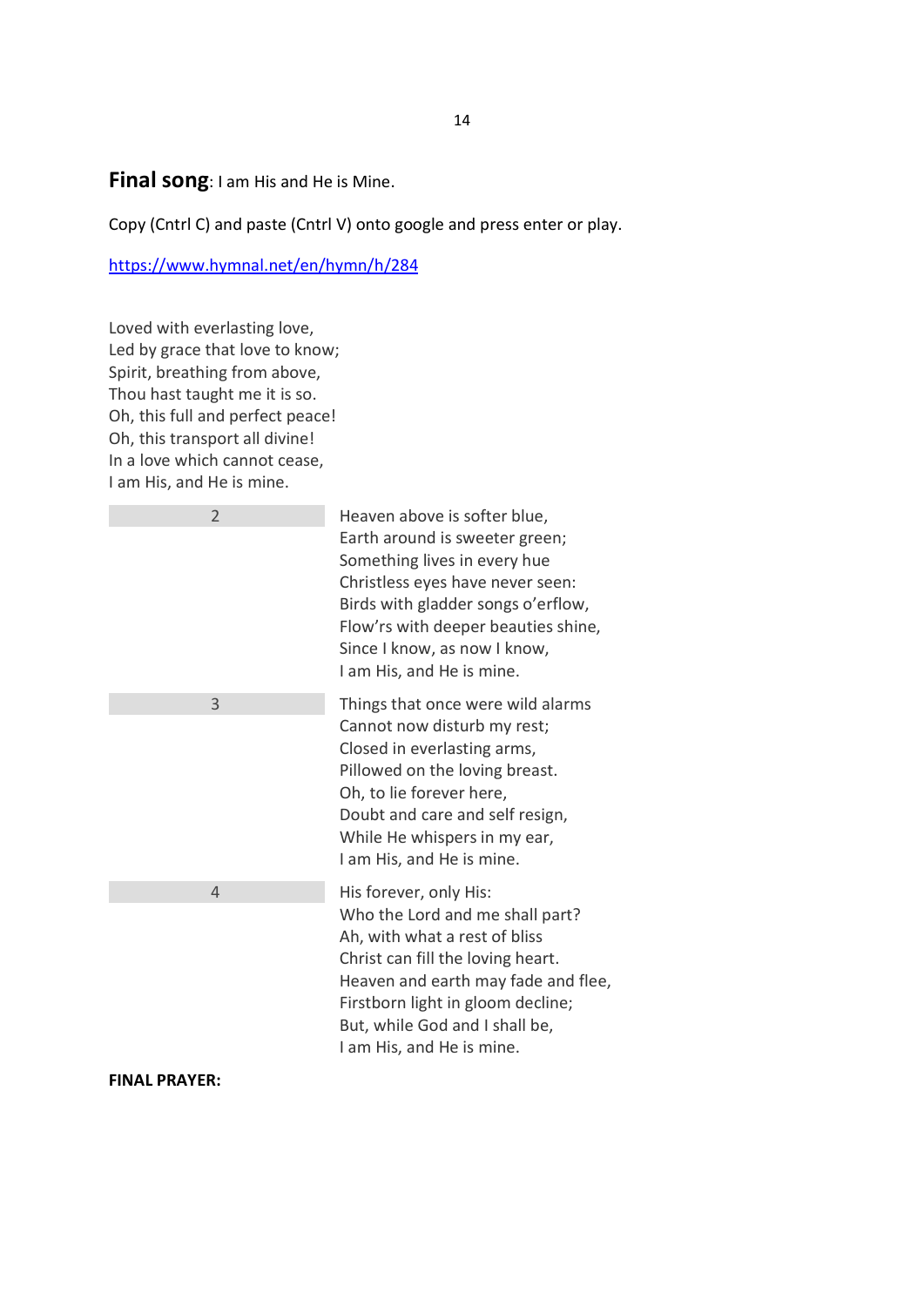**Final song**: I am His and He is Mine.

Copy (Cntrl C) and paste (Cntrl V) onto google and press enter or play.

https://www.hymnal.net/en/hymn/h/284

Loved with everlasting love,
Led by grace that love to know;
Spirit, breathing from above,
Thou hast taught me it is so.
Oh, this full and perfect peace!
Oh, this transport all divine!
In a love which cannot cease,
I am His, and He is mine.

2

Heaven above is softer blue,
Earth around is sweeter green;
Something lives in every hue
Christless eyes have never seen:
Birds with gladder songs o'erflow,
Flow'rs with deeper beauties shine,
Since I know, as now I know,
I am His, and He is mine.

3

Things that once were wild alarms
Cannot now disturb my rest;
Closed in everlasting arms,
Pillowed on the loving breast.
Oh, to lie forever here,
Doubt and care and self resign,
While He whispers in my ear,
I am His, and He is mine.

4

His forever, only His:
Who the Lord and me shall part?
Ah, with what a rest of bliss
Christ can fill the loving heart.
Heaven and earth may fade and flee,
Firstborn light in gloom decline;
But, while God and I shall be,
I am His, and He is mine.

**FINAL PRAYER:**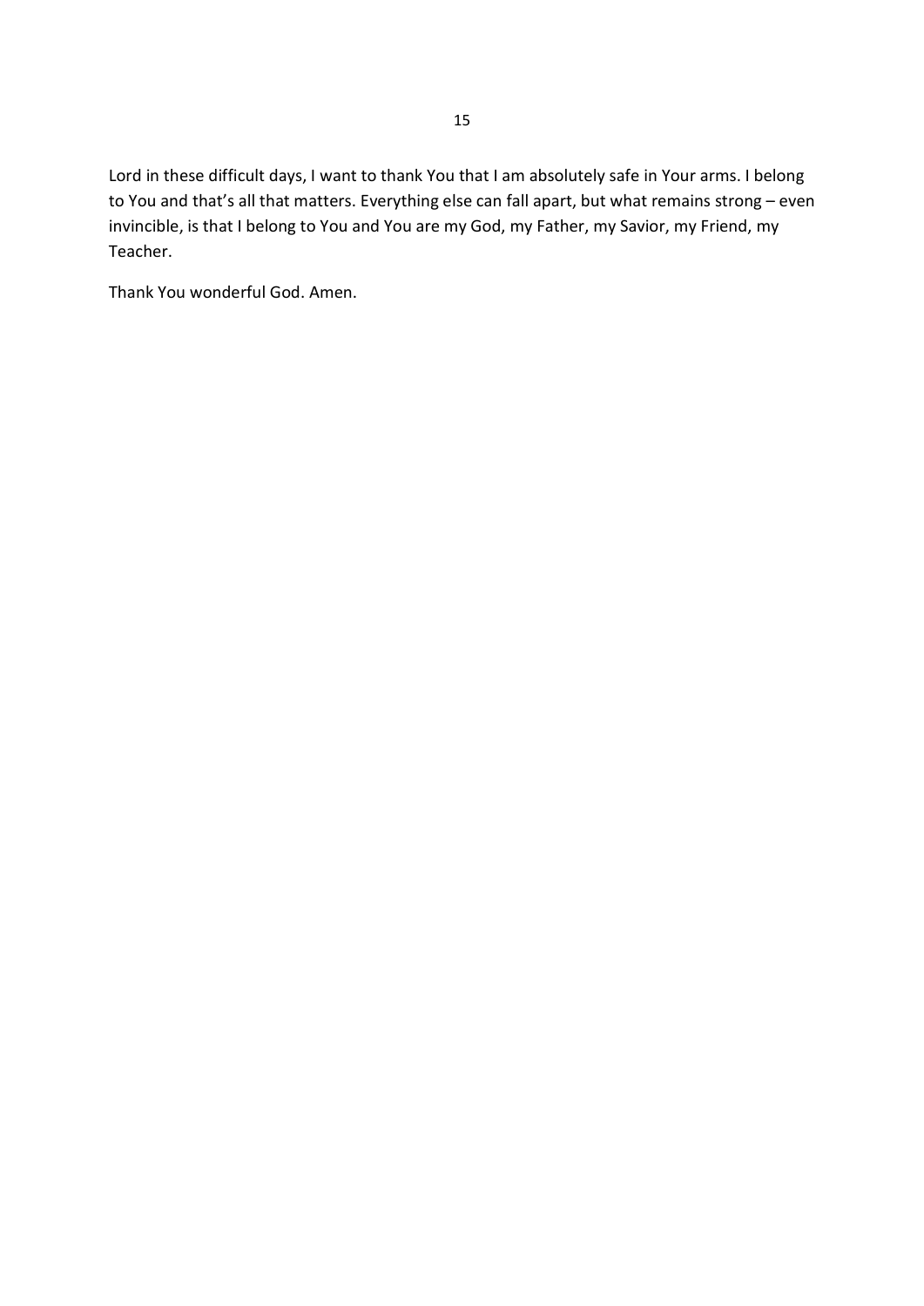Lord in these difficult days, I want to thank You that I am absolutely safe in Your arms. I belong to You and that's all that matters. Everything else can fall apart, but what remains strong – even invincible, is that I belong to You and You are my God, my Father, my Savior, my Friend, my Teacher.

Thank You wonderful God. Amen.